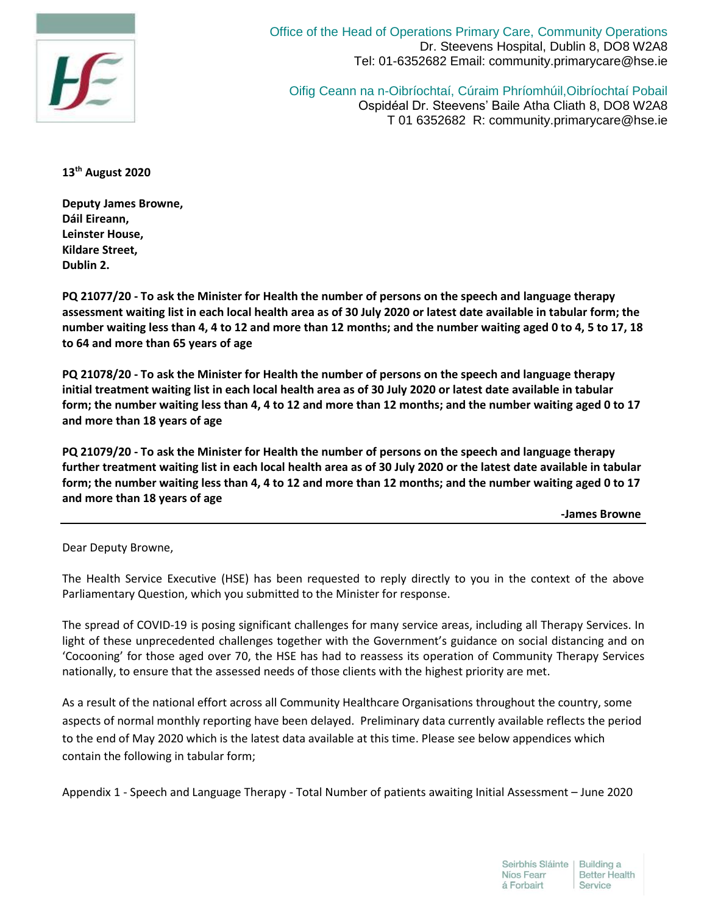Office of the Head of Operations Primary Care, Community Operations
Dr. Steevens Hospital, Dublin 8, DO8 W2A8
Tel: 01-6352682 Email: community.primarycare@hse.ie

Oifig Ceann na n-Oibríochtaí, Cúraim Phríomhúil,Oibríochtaí Pobail
Ospidéal Dr. Steevens' Baile Atha Cliath 8, DO8 W2A8
T 01 6352682 R: community.primarycare@hse.ie

**13th August 2020**

**Deputy James Browne,**
**Dáil Eireann,**
**Leinster House,**
**Kildare Street,**
**Dublin 2.**

**PQ 21077/20 - To ask the Minister for Health the number of persons on the speech and language therapy assessment waiting list in each local health area as of 30 July 2020 or latest date available in tabular form; the number waiting less than 4, 4 to 12 and more than 12 months; and the number waiting aged 0 to 4, 5 to 17, 18 to 64 and more than 65 years of age**

**PQ 21078/20 - To ask the Minister for Health the number of persons on the speech and language therapy initial treatment waiting list in each local health area as of 30 July 2020 or latest date available in tabular form; the number waiting less than 4, 4 to 12 and more than 12 months; and the number waiting aged 0 to 17 and more than 18 years of age**

**PQ 21079/20 - To ask the Minister for Health the number of persons on the speech and language therapy further treatment waiting list in each local health area as of 30 July 2020 or the latest date available in tabular form; the number waiting less than 4, 4 to 12 and more than 12 months; and the number waiting aged 0 to 17 and more than 18 years of age**

**-James Browne**

---

Dear Deputy Browne,

The Health Service Executive (HSE) has been requested to reply directly to you in the context of the above Parliamentary Question, which you submitted to the Minister for response.

The spread of COVID-19 is posing significant challenges for many service areas, including all Therapy Services. In light of these unprecedented challenges together with the Government's guidance on social distancing and on 'Cocooning' for those aged over 70, the HSE has had to reassess its operation of Community Therapy Services nationally, to ensure that the assessed needs of those clients with the highest priority are met.

As a result of the national effort across all Community Healthcare Organisations throughout the country, some aspects of normal monthly reporting have been delayed. Preliminary data currently available reflects the period to the end of May 2020 which is the latest data available at this time. Please see below appendices which contain the following in tabular form;

Appendix 1 - Speech and Language Therapy - Total Number of patients awaiting Initial Assessment – June 2020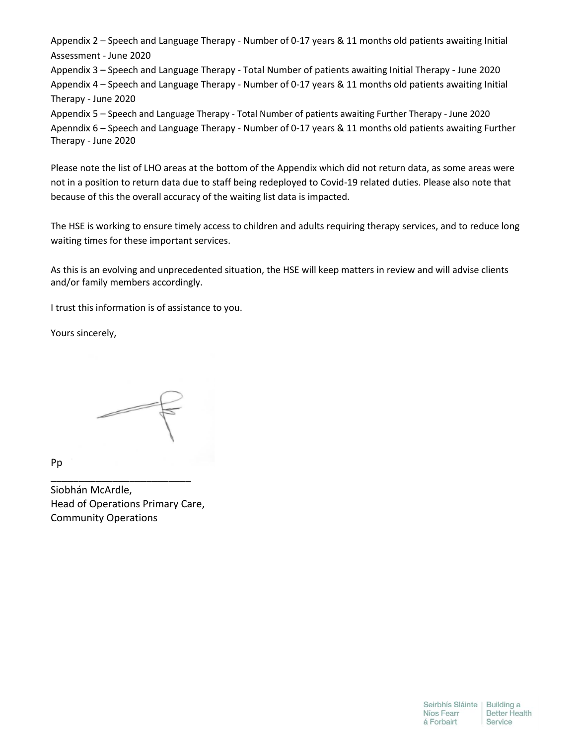Appendix 2 – Speech and Language Therapy - Number of 0-17 years & 11 months old patients awaiting Initial Assessment - June 2020

Appendix 3 – Speech and Language Therapy - Total Number of patients awaiting Initial Therapy - June 2020

Appendix 4 – Speech and Language Therapy - Number of 0-17 years & 11 months old patients awaiting Initial Therapy - June 2020

Appendix 5 – Speech and Language Therapy - Total Number of patients awaiting Further Therapy - June 2020

Apenndix 6 – Speech and Language Therapy - Number of 0-17 years & 11 months old patients awaiting Further Therapy - June 2020

Please note the list of LHO areas at the bottom of the Appendix which did not return data, as some areas were not in a position to return data due to staff being redeployed to Covid-19 related duties. Please also note that because of this the overall accuracy of the waiting list data is impacted.

The HSE is working to ensure timely access to children and adults requiring therapy services, and to reduce long waiting times for these important services.

As this is an evolving and unprecedented situation, the HSE will keep matters in review and will advise clients and/or family members accordingly.

I trust this information is of assistance to you.

Yours sincerely,

Pp
_________________________

Siobhán McArdle,
Head of Operations Primary Care,
Community Operations

Seirbhís Sláinte Níos Fearr á Forbairt | Building a Better Health Service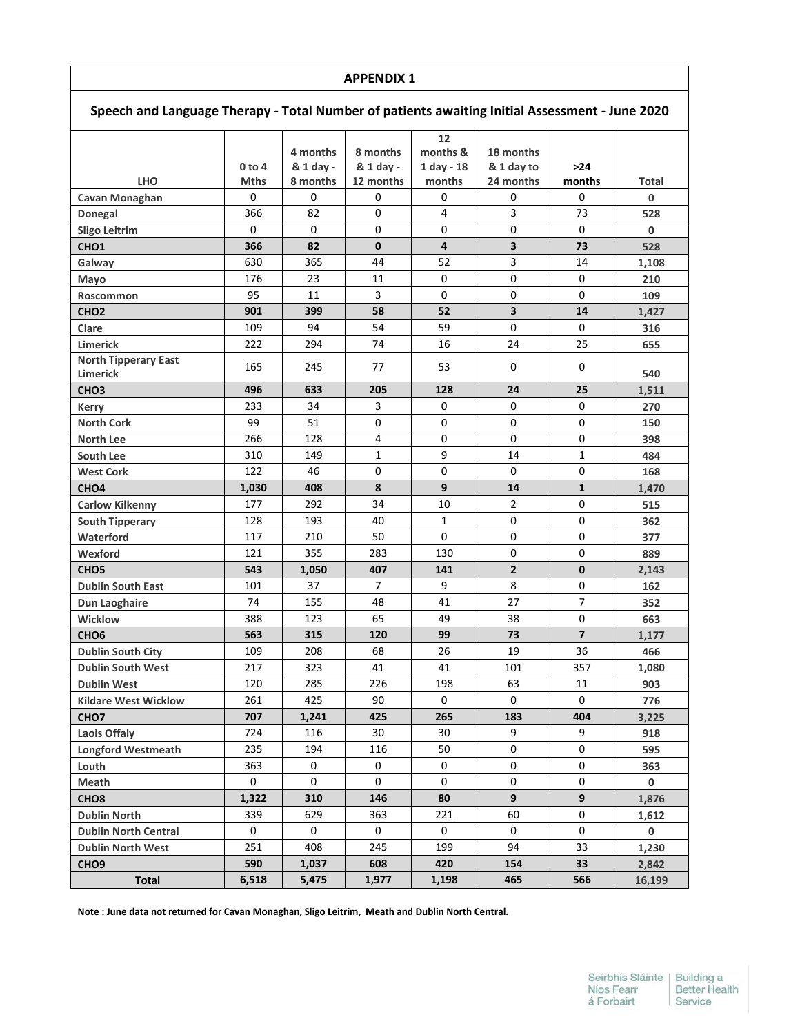## APPENDIX 1

### Speech and Language Therapy - Total Number of patients awaiting Initial Assessment - June 2020

| LHO | 0 to 4 Mths | 4 months & 1 day - 8 months | 8 months & 1 day - 12 months | 12 months & 1 day - 18 months | 18 months & 1 day to 24 months | >24 months | Total |
|---|---|---|---|---|---|---|---|
| Cavan Monaghan | 0 | 0 | 0 | 0 | 0 | 0 | **0** |
| Donegal | 366 | 82 | 0 | 4 | 3 | 73 | **528** |
| Sligo Leitrim | 0 | 0 | 0 | 0 | 0 | 0 | **0** |
| **CHO1** | **366** | **82** | **0** | **4** | **3** | **73** | **528** |
| Galway | 630 | 365 | 44 | 52 | 3 | 14 | **1,108** |
| Mayo | 176 | 23 | 11 | 0 | 0 | 0 | **210** |
| Roscommon | 95 | 11 | 3 | 0 | 0 | 0 | **109** |
| **CHO2** | **901** | **399** | **58** | **52** | **3** | **14** | **1,427** |
| Clare | 109 | 94 | 54 | 59 | 0 | 0 | **316** |
| Limerick | 222 | 294 | 74 | 16 | 24 | 25 | **655** |
| North Tipperary East Limerick | 165 | 245 | 77 | 53 | 0 | 0 | **540** |
| **CHO3** | **496** | **633** | **205** | **128** | **24** | **25** | **1,511** |
| Kerry | 233 | 34 | 3 | 0 | 0 | 0 | **270** |
| North Cork | 99 | 51 | 0 | 0 | 0 | 0 | **150** |
| North Lee | 266 | 128 | 4 | 0 | 0 | 0 | **398** |
| South Lee | 310 | 149 | 1 | 9 | 14 | 1 | **484** |
| West Cork | 122 | 46 | 0 | 0 | 0 | 0 | **168** |
| **CHO4** | **1,030** | **408** | **8** | **9** | **14** | **1** | **1,470** |
| Carlow Kilkenny | 177 | 292 | 34 | 10 | 2 | 0 | **515** |
| South Tipperary | 128 | 193 | 40 | 1 | 0 | 0 | **362** |
| Waterford | 117 | 210 | 50 | 0 | 0 | 0 | **377** |
| Wexford | 121 | 355 | 283 | 130 | 0 | 0 | **889** |
| **CHO5** | **543** | **1,050** | **407** | **141** | **2** | **0** | **2,143** |
| Dublin South East | 101 | 37 | 7 | 9 | 8 | 0 | **162** |
| Dun Laoghaire | 74 | 155 | 48 | 41 | 27 | 7 | **352** |
| Wicklow | 388 | 123 | 65 | 49 | 38 | 0 | **663** |
| **CHO6** | **563** | **315** | **120** | **99** | **73** | **7** | **1,177** |
| Dublin South City | 109 | 208 | 68 | 26 | 19 | 36 | **466** |
| Dublin South West | 217 | 323 | 41 | 41 | 101 | 357 | **1,080** |
| Dublin West | 120 | 285 | 226 | 198 | 63 | 11 | **903** |
| Kildare West Wicklow | 261 | 425 | 90 | 0 | 0 | 0 | **776** |
| **CHO7** | **707** | **1,241** | **425** | **265** | **183** | **404** | **3,225** |
| Laois Offaly | 724 | 116 | 30 | 30 | 9 | 9 | **918** |
| Longford Westmeath | 235 | 194 | 116 | 50 | 0 | 0 | **595** |
| Louth | 363 | 0 | 0 | 0 | 0 | 0 | **363** |
| Meath | 0 | 0 | 0 | 0 | 0 | 0 | **0** |
| **CHO8** | **1,322** | **310** | **146** | **80** | **9** | **9** | **1,876** |
| Dublin North | 339 | 629 | 363 | 221 | 60 | 0 | **1,612** |
| Dublin North Central | 0 | 0 | 0 | 0 | 0 | 0 | **0** |
| Dublin North West | 251 | 408 | 245 | 199 | 94 | 33 | **1,230** |
| **CHO9** | **590** | **1,037** | **608** | **420** | **154** | **33** | **2,842** |
| **Total** | **6,518** | **5,475** | **1,977** | **1,198** | **465** | **566** | **16,199** |

**Note : June data not returned for Cavan Monaghan, Sligo Leitrim, Meath and Dublin North Central.**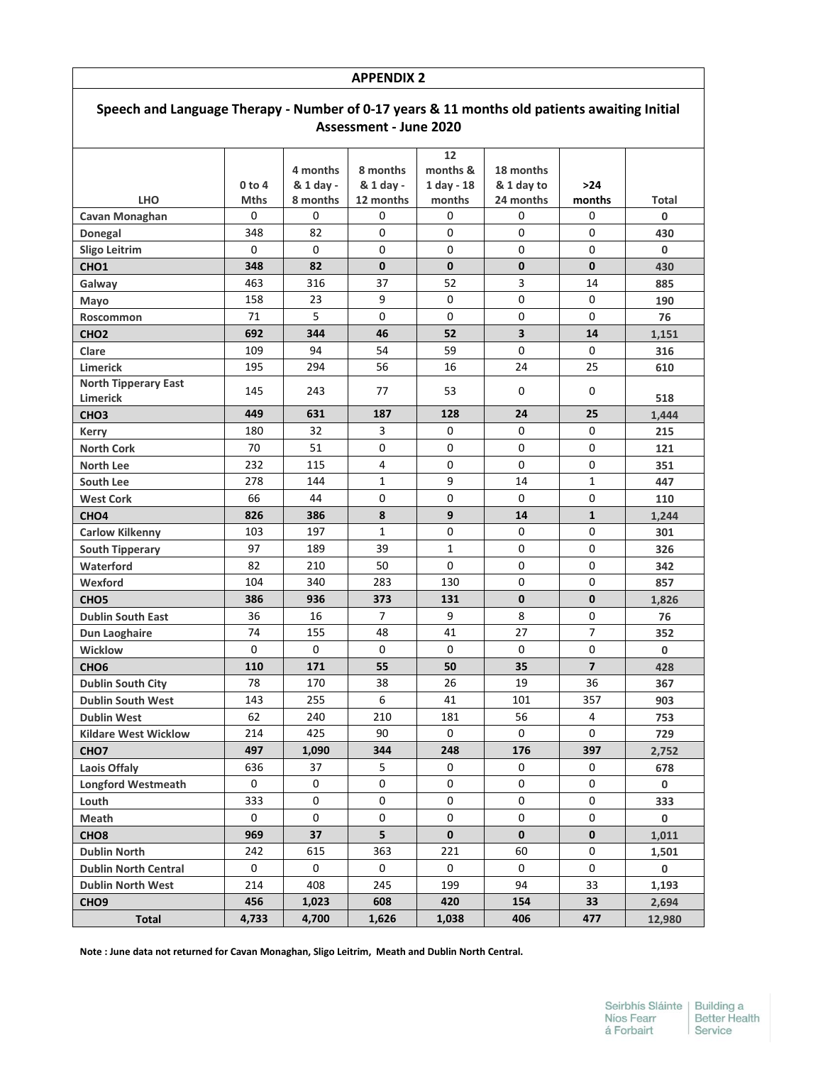## APPENDIX 2

### Speech and Language Therapy - Number of 0-17 years & 11 months old patients awaiting Initial Assessment - June 2020

| LHO | 0 to 4 Mths | 4 months & 1 day - 8 months | 8 months & 1 day - 12 months | 12 months & 1 day - 18 months | 18 months & 1 day to 24 months | >24 months | Total |
|---|---|---|---|---|---|---|---|
| Cavan Monaghan | 0 | 0 | 0 | 0 | 0 | 0 | **0** |
| Donegal | 348 | 82 | 0 | 0 | 0 | 0 | **430** |
| Sligo Leitrim | 0 | 0 | 0 | 0 | 0 | 0 | **0** |
| **CHO1** | **348** | **82** | **0** | **0** | **0** | **0** | **430** |
| Galway | 463 | 316 | 37 | 52 | 3 | 14 | **885** |
| Mayo | 158 | 23 | 9 | 0 | 0 | 0 | **190** |
| Roscommon | 71 | 5 | 0 | 0 | 0 | 0 | **76** |
| **CHO2** | **692** | **344** | **46** | **52** | **3** | **14** | **1,151** |
| Clare | 109 | 94 | 54 | 59 | 0 | 0 | **316** |
| Limerick | 195 | 294 | 56 | 16 | 24 | 25 | **610** |
| North Tipperary East Limerick | 145 | 243 | 77 | 53 | 0 | 0 | **518** |
| **CHO3** | **449** | **631** | **187** | **128** | **24** | **25** | **1,444** |
| Kerry | 180 | 32 | 3 | 0 | 0 | 0 | **215** |
| North Cork | 70 | 51 | 0 | 0 | 0 | 0 | **121** |
| North Lee | 232 | 115 | 4 | 0 | 0 | 0 | **351** |
| South Lee | 278 | 144 | 1 | 9 | 14 | 1 | **447** |
| West Cork | 66 | 44 | 0 | 0 | 0 | 0 | **110** |
| **CHO4** | **826** | **386** | **8** | **9** | **14** | **1** | **1,244** |
| Carlow Kilkenny | 103 | 197 | 1 | 0 | 0 | 0 | **301** |
| South Tipperary | 97 | 189 | 39 | 1 | 0 | 0 | **326** |
| Waterford | 82 | 210 | 50 | 0 | 0 | 0 | **342** |
| Wexford | 104 | 340 | 283 | 130 | 0 | 0 | **857** |
| **CHO5** | **386** | **936** | **373** | **131** | **0** | **0** | **1,826** |
| Dublin South East | 36 | 16 | 7 | 9 | 8 | 0 | **76** |
| Dun Laoghaire | 74 | 155 | 48 | 41 | 27 | 7 | **352** |
| Wicklow | 0 | 0 | 0 | 0 | 0 | 0 | **0** |
| **CHO6** | **110** | **171** | **55** | **50** | **35** | **7** | **428** |
| Dublin South City | 78 | 170 | 38 | 26 | 19 | 36 | **367** |
| Dublin South West | 143 | 255 | 6 | 41 | 101 | 357 | **903** |
| Dublin West | 62 | 240 | 210 | 181 | 56 | 4 | **753** |
| Kildare West Wicklow | 214 | 425 | 90 | 0 | 0 | 0 | **729** |
| **CHO7** | **497** | **1,090** | **344** | **248** | **176** | **397** | **2,752** |
| Laois Offaly | 636 | 37 | 5 | 0 | 0 | 0 | **678** |
| Longford Westmeath | 0 | 0 | 0 | 0 | 0 | 0 | **0** |
| Louth | 333 | 0 | 0 | 0 | 0 | 0 | **333** |
| Meath | 0 | 0 | 0 | 0 | 0 | 0 | **0** |
| **CHO8** | **969** | **37** | **5** | **0** | **0** | **0** | **1,011** |
| Dublin North | 242 | 615 | 363 | 221 | 60 | 0 | **1,501** |
| Dublin North Central | 0 | 0 | 0 | 0 | 0 | 0 | **0** |
| Dublin North West | 214 | 408 | 245 | 199 | 94 | 33 | **1,193** |
| **CHO9** | **456** | **1,023** | **608** | **420** | **154** | **33** | **2,694** |
| **Total** | **4,733** | **4,700** | **1,626** | **1,038** | **406** | **477** | **12,980** |

**Note : June data not returned for Cavan Monaghan, Sligo Leitrim, Meath and Dublin North Central.**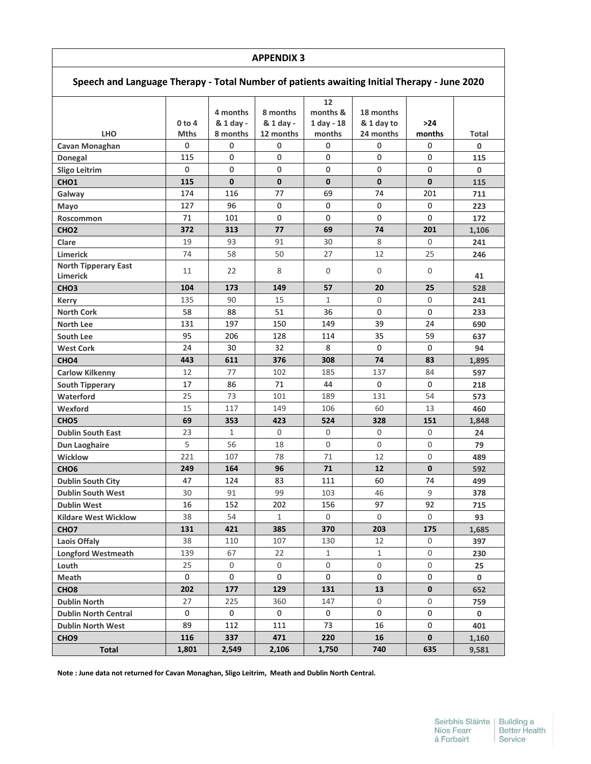## APPENDIX 3

### Speech and Language Therapy - Total Number of patients awaiting Initial Therapy - June 2020

| LHO | 0 to 4 Mths | 4 months & 1 day - 8 months | 8 months & 1 day - 12 months | 12 months & 1 day - 18 months | 18 months & 1 day to 24 months | >24 months | Total |
|---|---|---|---|---|---|---|---|
| **Cavan Monaghan** | 0 | 0 | 0 | 0 | 0 | 0 | **0** |
| **Donegal** | 115 | 0 | 0 | 0 | 0 | 0 | **115** |
| **Sligo Leitrim** | 0 | 0 | 0 | 0 | 0 | 0 | **0** |
| **CHO1** | **115** | **0** | **0** | **0** | **0** | **0** | **115** |
| **Galway** | 174 | 116 | 77 | 69 | 74 | 201 | **711** |
| **Mayo** | 127 | 96 | 0 | 0 | 0 | 0 | **223** |
| **Roscommon** | 71 | 101 | 0 | 0 | 0 | 0 | **172** |
| **CHO2** | **372** | **313** | **77** | **69** | **74** | **201** | **1,106** |
| **Clare** | 19 | 93 | 91 | 30 | 8 | 0 | **241** |
| **Limerick** | 74 | 58 | 50 | 27 | 12 | 25 | **246** |
| **North Tipperary East Limerick** | 11 | 22 | 8 | 0 | 0 | 0 | **41** |
| **CHO3** | **104** | **173** | **149** | **57** | **20** | **25** | **528** |
| **Kerry** | 135 | 90 | 15 | 1 | 0 | 0 | **241** |
| **North Cork** | 58 | 88 | 51 | 36 | 0 | 0 | **233** |
| **North Lee** | 131 | 197 | 150 | 149 | 39 | 24 | **690** |
| **South Lee** | 95 | 206 | 128 | 114 | 35 | 59 | **637** |
| **West Cork** | 24 | 30 | 32 | 8 | 0 | 0 | **94** |
| **CHO4** | **443** | **611** | **376** | **308** | **74** | **83** | **1,895** |
| **Carlow Kilkenny** | 12 | 77 | 102 | 185 | 137 | 84 | **597** |
| **South Tipperary** | 17 | 86 | 71 | 44 | 0 | 0 | **218** |
| **Waterford** | 25 | 73 | 101 | 189 | 131 | 54 | **573** |
| **Wexford** | 15 | 117 | 149 | 106 | 60 | 13 | **460** |
| **CHO5** | **69** | **353** | **423** | **524** | **328** | **151** | **1,848** |
| **Dublin South East** | 23 | 1 | 0 | 0 | 0 | 0 | **24** |
| **Dun Laoghaire** | 5 | 56 | 18 | 0 | 0 | 0 | **79** |
| **Wicklow** | 221 | 107 | 78 | 71 | 12 | 0 | **489** |
| **CHO6** | **249** | **164** | **96** | **71** | **12** | **0** | **592** |
| **Dublin South City** | 47 | 124 | 83 | 111 | 60 | 74 | **499** |
| **Dublin South West** | 30 | 91 | 99 | 103 | 46 | 9 | **378** |
| **Dublin West** | 16 | 152 | 202 | 156 | 97 | 92 | **715** |
| **Kildare West Wicklow** | 38 | 54 | 1 | 0 | 0 | 0 | **93** |
| **CHO7** | **131** | **421** | **385** | **370** | **203** | **175** | **1,685** |
| **Laois Offaly** | 38 | 110 | 107 | 130 | 12 | 0 | **397** |
| **Longford Westmeath** | 139 | 67 | 22 | 1 | 1 | 0 | **230** |
| **Louth** | 25 | 0 | 0 | 0 | 0 | 0 | **25** |
| **Meath** | 0 | 0 | 0 | 0 | 0 | 0 | **0** |
| **CHO8** | **202** | **177** | **129** | **131** | **13** | **0** | **652** |
| **Dublin North** | 27 | 225 | 360 | 147 | 0 | 0 | **759** |
| **Dublin North Central** | 0 | 0 | 0 | 0 | 0 | 0 | **0** |
| **Dublin North West** | 89 | 112 | 111 | 73 | 16 | 0 | **401** |
| **CHO9** | **116** | **337** | **471** | **220** | **16** | **0** | **1,160** |
| **Total** | **1,801** | **2,549** | **2,106** | **1,750** | **740** | **635** | **9,581** |

**Note : June data not returned for Cavan Monaghan, Sligo Leitrim, Meath and Dublin North Central.**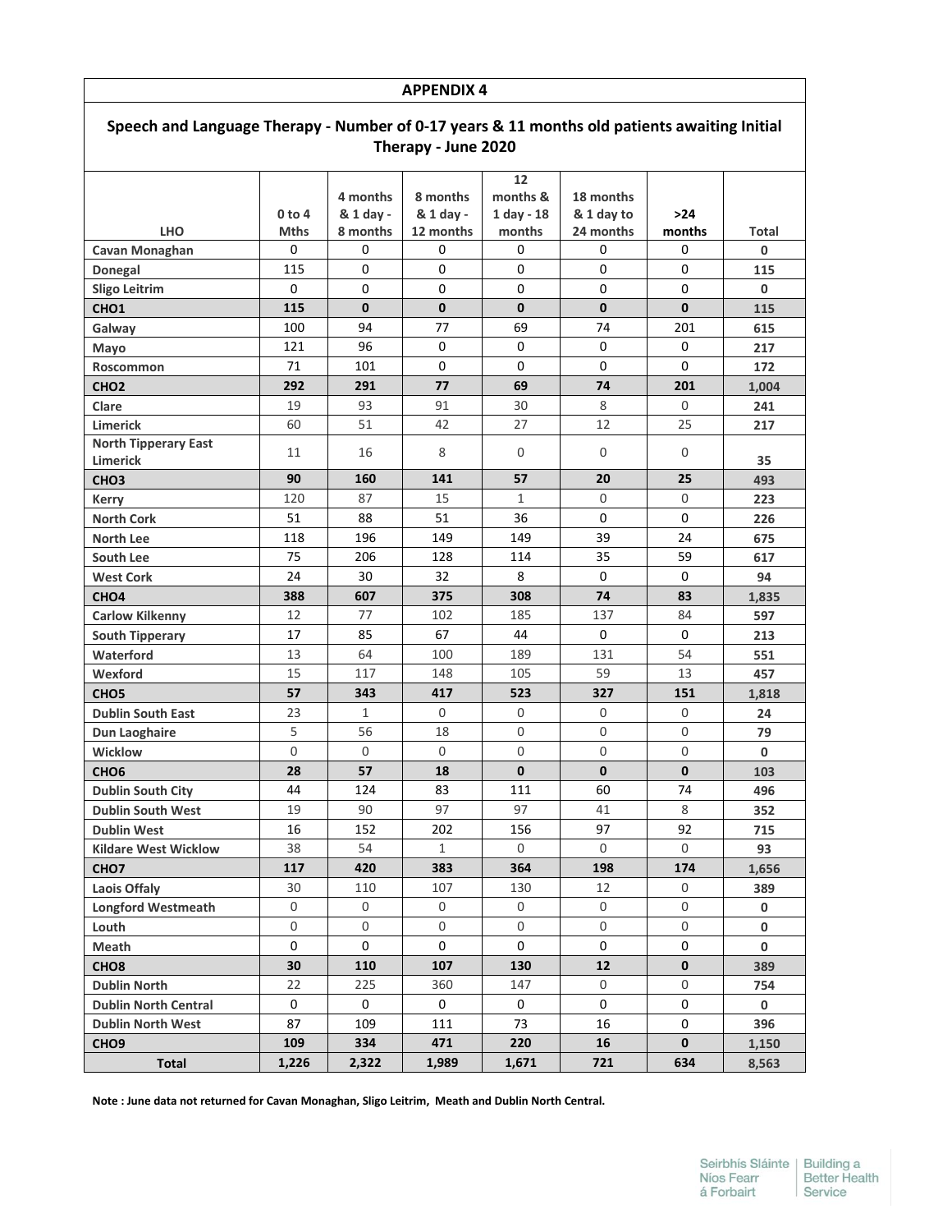## APPENDIX 4

### Speech and Language Therapy - Number of 0-17 years & 11 months old patients awaiting Initial Therapy - June 2020

| LHO | 0 to 4 Mths | 4 months & 1 day - 8 months | 8 months & 1 day - 12 months | 12 months & 1 day - 18 months | 18 months & 1 day to 24 months | >24 months | Total |
|---|---|---|---|---|---|---|---|
| Cavan Monaghan | 0 | 0 | 0 | 0 | 0 | 0 | 0 |
| Donegal | 115 | 0 | 0 | 0 | 0 | 0 | 115 |
| Sligo Leitrim | 0 | 0 | 0 | 0 | 0 | 0 | 0 |
| **CHO1** | **115** | **0** | **0** | **0** | **0** | **0** | **115** |
| Galway | 100 | 94 | 77 | 69 | 74 | 201 | 615 |
| Mayo | 121 | 96 | 0 | 0 | 0 | 0 | 217 |
| Roscommon | 71 | 101 | 0 | 0 | 0 | 0 | 172 |
| **CHO2** | **292** | **291** | **77** | **69** | **74** | **201** | **1,004** |
| Clare | 19 | 93 | 91 | 30 | 8 | 0 | 241 |
| Limerick | 60 | 51 | 42 | 27 | 12 | 25 | 217 |
| North Tipperary East Limerick | 11 | 16 | 8 | 0 | 0 | 0 | 35 |
| **CHO3** | **90** | **160** | **141** | **57** | **20** | **25** | **493** |
| Kerry | 120 | 87 | 15 | 1 | 0 | 0 | 223 |
| North Cork | 51 | 88 | 51 | 36 | 0 | 0 | 226 |
| North Lee | 118 | 196 | 149 | 149 | 39 | 24 | 675 |
| South Lee | 75 | 206 | 128 | 114 | 35 | 59 | 617 |
| West Cork | 24 | 30 | 32 | 8 | 0 | 0 | 94 |
| **CHO4** | **388** | **607** | **375** | **308** | **74** | **83** | **1,835** |
| Carlow Kilkenny | 12 | 77 | 102 | 185 | 137 | 84 | 597 |
| South Tipperary | 17 | 85 | 67 | 44 | 0 | 0 | 213 |
| Waterford | 13 | 64 | 100 | 189 | 131 | 54 | 551 |
| Wexford | 15 | 117 | 148 | 105 | 59 | 13 | 457 |
| **CHO5** | **57** | **343** | **417** | **523** | **327** | **151** | **1,818** |
| Dublin South East | 23 | 1 | 0 | 0 | 0 | 0 | 24 |
| Dun Laoghaire | 5 | 56 | 18 | 0 | 0 | 0 | 79 |
| Wicklow | 0 | 0 | 0 | 0 | 0 | 0 | 0 |
| **CHO6** | **28** | **57** | **18** | **0** | **0** | **0** | **103** |
| Dublin South City | 44 | 124 | 83 | 111 | 60 | 74 | 496 |
| Dublin South West | 19 | 90 | 97 | 97 | 41 | 8 | 352 |
| Dublin West | 16 | 152 | 202 | 156 | 97 | 92 | 715 |
| Kildare West Wicklow | 38 | 54 | 1 | 0 | 0 | 0 | 93 |
| **CHO7** | **117** | **420** | **383** | **364** | **198** | **174** | **1,656** |
| Laois Offaly | 30 | 110 | 107 | 130 | 12 | 0 | 389 |
| Longford Westmeath | 0 | 0 | 0 | 0 | 0 | 0 | 0 |
| Louth | 0 | 0 | 0 | 0 | 0 | 0 | 0 |
| Meath | 0 | 0 | 0 | 0 | 0 | 0 | 0 |
| **CHO8** | **30** | **110** | **107** | **130** | **12** | **0** | **389** |
| Dublin North | 22 | 225 | 360 | 147 | 0 | 0 | 754 |
| Dublin North Central | 0 | 0 | 0 | 0 | 0 | 0 | 0 |
| Dublin North West | 87 | 109 | 111 | 73 | 16 | 0 | 396 |
| **CHO9** | **109** | **334** | **471** | **220** | **16** | **0** | **1,150** |
| **Total** | **1,226** | **2,322** | **1,989** | **1,671** | **721** | **634** | **8,563** |

**Note : June data not returned for Cavan Monaghan, Sligo Leitrim, Meath and Dublin North Central.**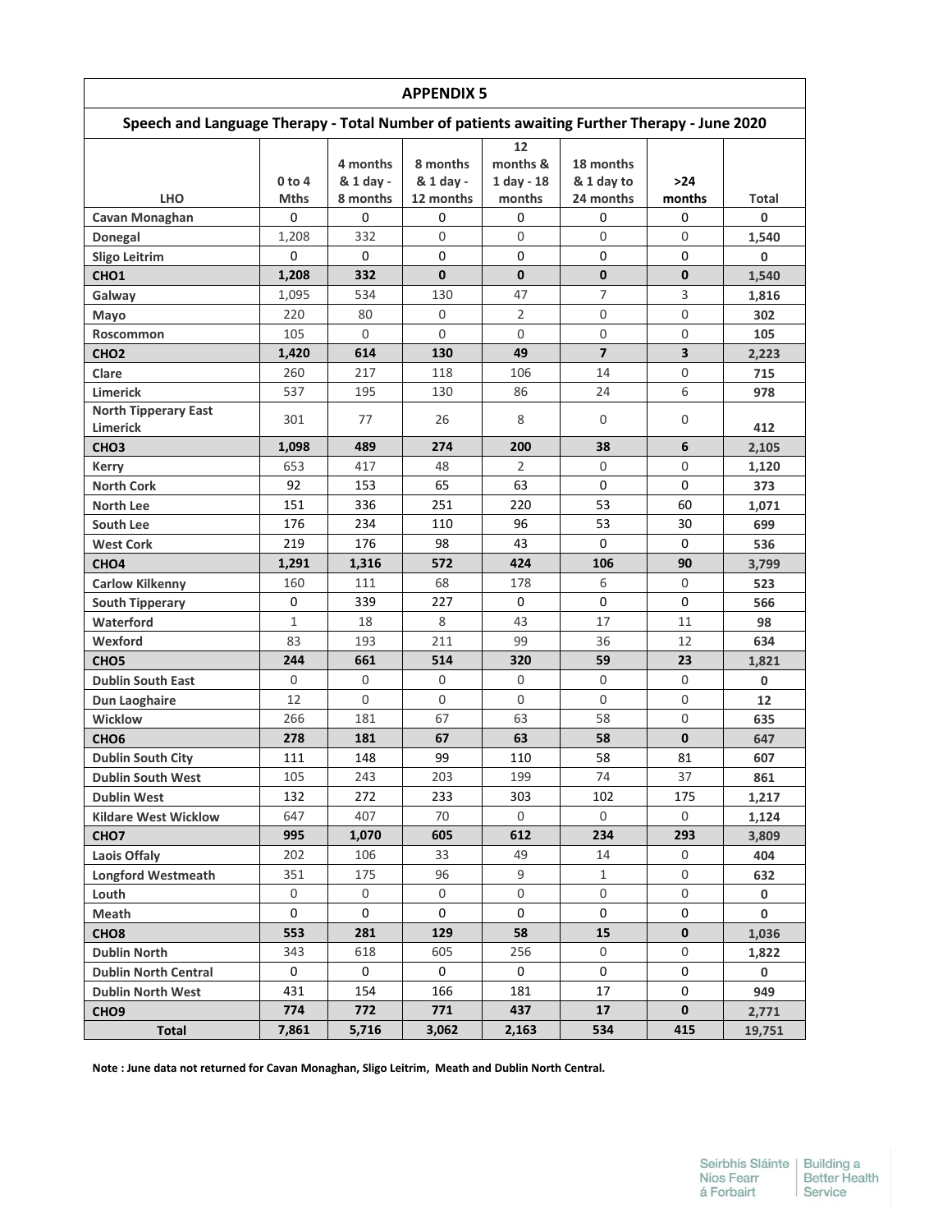## APPENDIX 5

### Speech and Language Therapy - Total Number of patients awaiting Further Therapy - June 2020

| LHO | 0 to 4 Mths | 4 months & 1 day - 8 months | 8 months & 1 day - 12 months | 12 months & 1 day - 18 months | 18 months & 1 day to 24 months | >24 months | Total |
|---|---|---|---|---|---|---|---|
| Cavan Monaghan | 0 | 0 | 0 | 0 | 0 | 0 | **0** |
| Donegal | 1,208 | 332 | 0 | 0 | 0 | 0 | **1,540** |
| Sligo Leitrim | 0 | 0 | 0 | 0 | 0 | 0 | **0** |
| **CHO1** | **1,208** | **332** | **0** | **0** | **0** | **0** | **1,540** |
| Galway | 1,095 | 534 | 130 | 47 | 7 | 3 | **1,816** |
| Mayo | 220 | 80 | 0 | 2 | 0 | 0 | **302** |
| Roscommon | 105 | 0 | 0 | 0 | 0 | 0 | **105** |
| **CHO2** | **1,420** | **614** | **130** | **49** | **7** | **3** | **2,223** |
| Clare | 260 | 217 | 118 | 106 | 14 | 0 | **715** |
| Limerick | 537 | 195 | 130 | 86 | 24 | 6 | **978** |
| North Tipperary East Limerick | 301 | 77 | 26 | 8 | 0 | 0 | **412** |
| **CHO3** | **1,098** | **489** | **274** | **200** | **38** | **6** | **2,105** |
| Kerry | 653 | 417 | 48 | 2 | 0 | 0 | **1,120** |
| North Cork | 92 | 153 | 65 | 63 | 0 | 0 | **373** |
| North Lee | 151 | 336 | 251 | 220 | 53 | 60 | **1,071** |
| South Lee | 176 | 234 | 110 | 96 | 53 | 30 | **699** |
| West Cork | 219 | 176 | 98 | 43 | 0 | 0 | **536** |
| **CHO4** | **1,291** | **1,316** | **572** | **424** | **106** | **90** | **3,799** |
| Carlow Kilkenny | 160 | 111 | 68 | 178 | 6 | 0 | **523** |
| South Tipperary | 0 | 339 | 227 | 0 | 0 | 0 | **566** |
| Waterford | 1 | 18 | 8 | 43 | 17 | 11 | **98** |
| Wexford | 83 | 193 | 211 | 99 | 36 | 12 | **634** |
| **CHO5** | **244** | **661** | **514** | **320** | **59** | **23** | **1,821** |
| Dublin South East | 0 | 0 | 0 | 0 | 0 | 0 | **0** |
| Dun Laoghaire | 12 | 0 | 0 | 0 | 0 | 0 | **12** |
| Wicklow | 266 | 181 | 67 | 63 | 58 | 0 | **635** |
| **CHO6** | **278** | **181** | **67** | **63** | **58** | **0** | **647** |
| Dublin South City | 111 | 148 | 99 | 110 | 58 | 81 | **607** |
| Dublin South West | 105 | 243 | 203 | 199 | 74 | 37 | **861** |
| Dublin West | 132 | 272 | 233 | 303 | 102 | 175 | **1,217** |
| Kildare West Wicklow | 647 | 407 | 70 | 0 | 0 | 0 | **1,124** |
| **CHO7** | **995** | **1,070** | **605** | **612** | **234** | **293** | **3,809** |
| Laois Offaly | 202 | 106 | 33 | 49 | 14 | 0 | **404** |
| Longford Westmeath | 351 | 175 | 96 | 9 | 1 | 0 | **632** |
| Louth | 0 | 0 | 0 | 0 | 0 | 0 | **0** |
| Meath | 0 | 0 | 0 | 0 | 0 | 0 | **0** |
| **CHO8** | **553** | **281** | **129** | **58** | **15** | **0** | **1,036** |
| Dublin North | 343 | 618 | 605 | 256 | 0 | 0 | **1,822** |
| Dublin North Central | 0 | 0 | 0 | 0 | 0 | 0 | **0** |
| Dublin North West | 431 | 154 | 166 | 181 | 17 | 0 | **949** |
| **CHO9** | **774** | **772** | **771** | **437** | **17** | **0** | **2,771** |
| **Total** | **7,861** | **5,716** | **3,062** | **2,163** | **534** | **415** | **19,751** |

**Note : June data not returned for Cavan Monaghan, Sligo Leitrim, Meath and Dublin North Central.**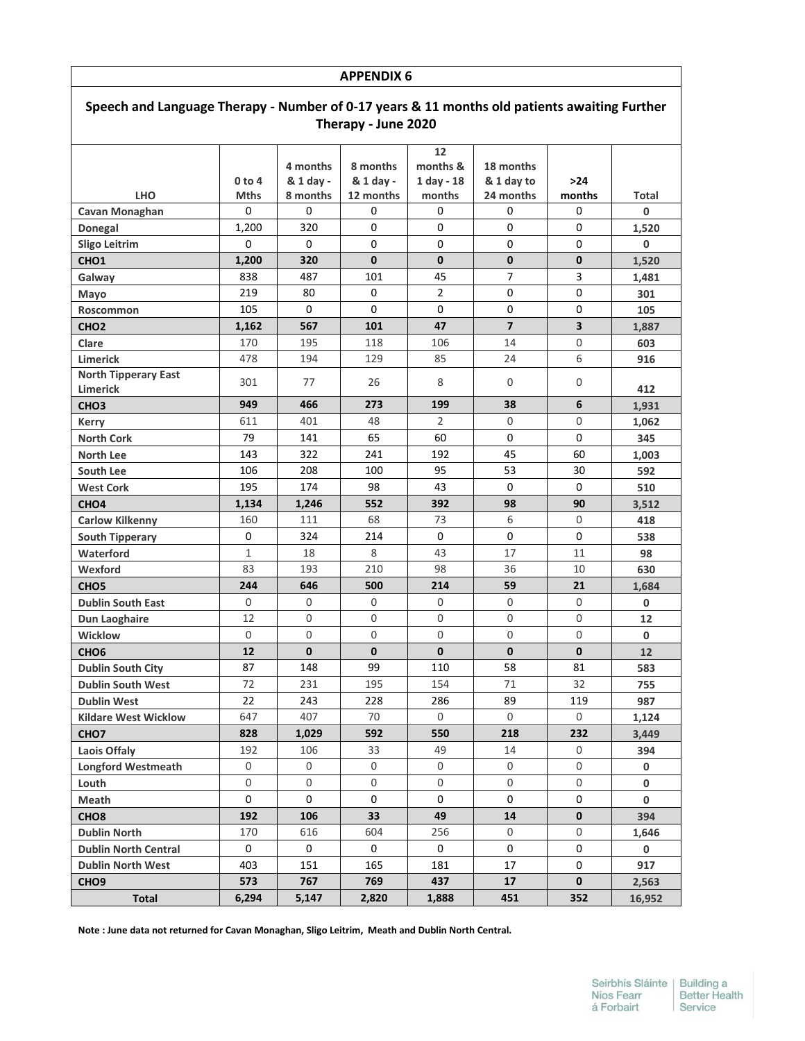# APPENDIX 6

## Speech and Language Therapy - Number of 0-17 years & 11 months old patients awaiting Further Therapy - June 2020

| LHO | 0 to 4 Mths | 4 months & 1 day - 8 months | 8 months & 1 day - 12 months | 12 months & 1 day - 18 months | 18 months & 1 day to 24 months | >24 months | Total |
|---|---|---|---|---|---|---|---|
| Cavan Monaghan | 0 | 0 | 0 | 0 | 0 | 0 | **0** |
| Donegal | 1,200 | 320 | 0 | 0 | 0 | 0 | **1,520** |
| Sligo Leitrim | 0 | 0 | 0 | 0 | 0 | 0 | **0** |
| **CHO1** | **1,200** | **320** | **0** | **0** | **0** | **0** | **1,520** |
| Galway | 838 | 487 | 101 | 45 | 7 | 3 | **1,481** |
| Mayo | 219 | 80 | 0 | 2 | 0 | 0 | **301** |
| Roscommon | 105 | 0 | 0 | 0 | 0 | 0 | **105** |
| **CHO2** | **1,162** | **567** | **101** | **47** | **7** | **3** | **1,887** |
| Clare | 170 | 195 | 118 | 106 | 14 | 0 | **603** |
| Limerick | 478 | 194 | 129 | 85 | 24 | 6 | **916** |
| North Tipperary East Limerick | 301 | 77 | 26 | 8 | 0 | 0 | **412** |
| **CHO3** | **949** | **466** | **273** | **199** | **38** | **6** | **1,931** |
| Kerry | 611 | 401 | 48 | 2 | 0 | 0 | **1,062** |
| North Cork | 79 | 141 | 65 | 60 | 0 | 0 | **345** |
| North Lee | 143 | 322 | 241 | 192 | 45 | 60 | **1,003** |
| South Lee | 106 | 208 | 100 | 95 | 53 | 30 | **592** |
| West Cork | 195 | 174 | 98 | 43 | 0 | 0 | **510** |
| **CHO4** | **1,134** | **1,246** | **552** | **392** | **98** | **90** | **3,512** |
| Carlow Kilkenny | 160 | 111 | 68 | 73 | 6 | 0 | **418** |
| South Tipperary | 0 | 324 | 214 | 0 | 0 | 0 | **538** |
| Waterford | 1 | 18 | 8 | 43 | 17 | 11 | **98** |
| Wexford | 83 | 193 | 210 | 98 | 36 | 10 | **630** |
| **CHO5** | **244** | **646** | **500** | **214** | **59** | **21** | **1,684** |
| Dublin South East | 0 | 0 | 0 | 0 | 0 | 0 | **0** |
| Dun Laoghaire | 12 | 0 | 0 | 0 | 0 | 0 | **12** |
| Wicklow | 0 | 0 | 0 | 0 | 0 | 0 | **0** |
| **CHO6** | **12** | **0** | **0** | **0** | **0** | **0** | **12** |
| Dublin South City | 87 | 148 | 99 | 110 | 58 | 81 | **583** |
| Dublin South West | 72 | 231 | 195 | 154 | 71 | 32 | **755** |
| Dublin West | 22 | 243 | 228 | 286 | 89 | 119 | **987** |
| Kildare West Wicklow | 647 | 407 | 70 | 0 | 0 | 0 | **1,124** |
| **CHO7** | **828** | **1,029** | **592** | **550** | **218** | **232** | **3,449** |
| Laois Offaly | 192 | 106 | 33 | 49 | 14 | 0 | **394** |
| Longford Westmeath | 0 | 0 | 0 | 0 | 0 | 0 | **0** |
| Louth | 0 | 0 | 0 | 0 | 0 | 0 | **0** |
| Meath | 0 | 0 | 0 | 0 | 0 | 0 | **0** |
| **CHO8** | **192** | **106** | **33** | **49** | **14** | **0** | **394** |
| Dublin North | 170 | 616 | 604 | 256 | 0 | 0 | **1,646** |
| Dublin North Central | 0 | 0 | 0 | 0 | 0 | 0 | **0** |
| Dublin North West | 403 | 151 | 165 | 181 | 17 | 0 | **917** |
| **CHO9** | **573** | **767** | **769** | **437** | **17** | **0** | **2,563** |
| **Total** | **6,294** | **5,147** | **2,820** | **1,888** | **451** | **352** | **16,952** |

**Note : June data not returned for Cavan Monaghan, Sligo Leitrim, Meath and Dublin North Central.**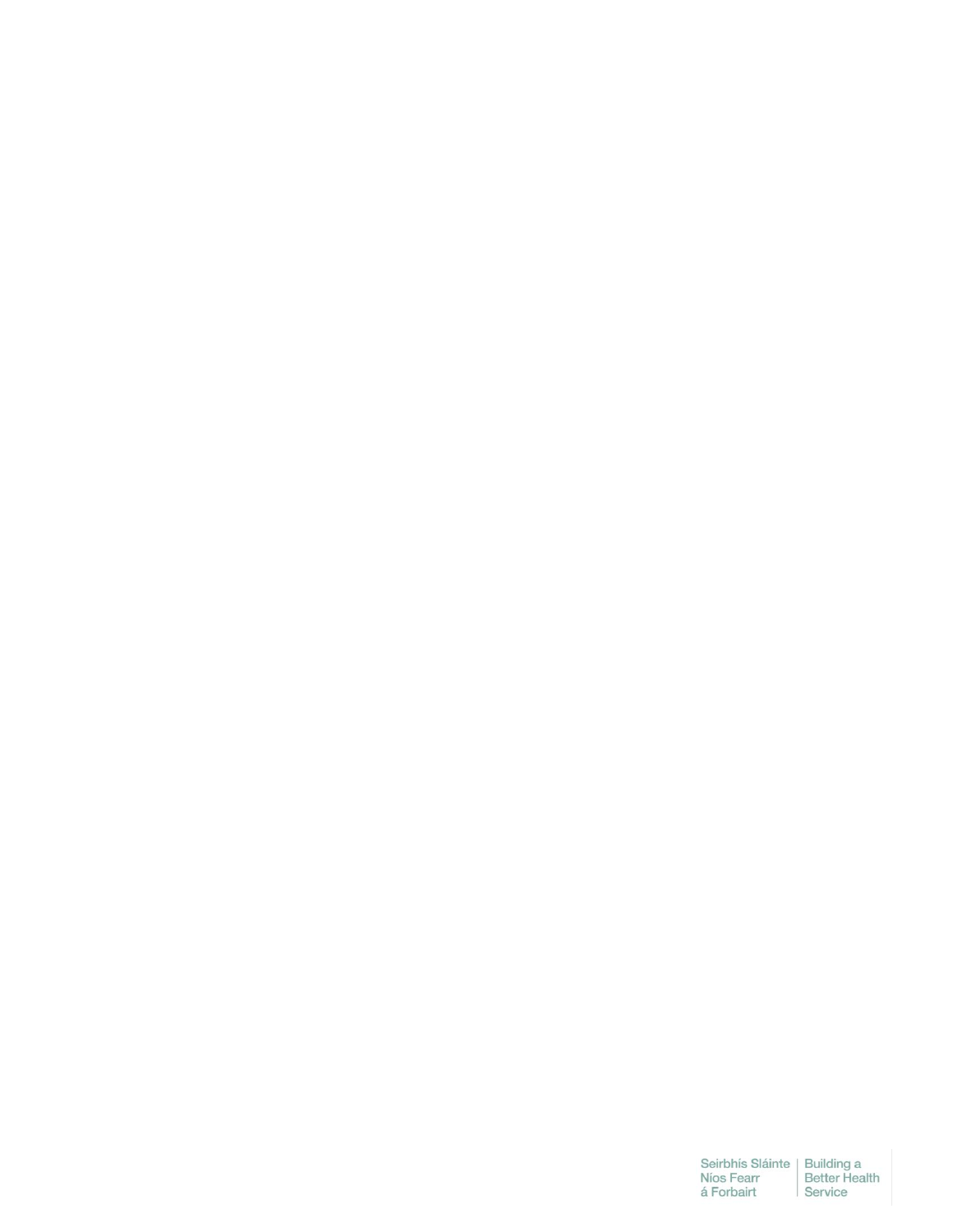Seirbhís Sláinte Níos Fearr á Forbairt | Building a Better Health Service